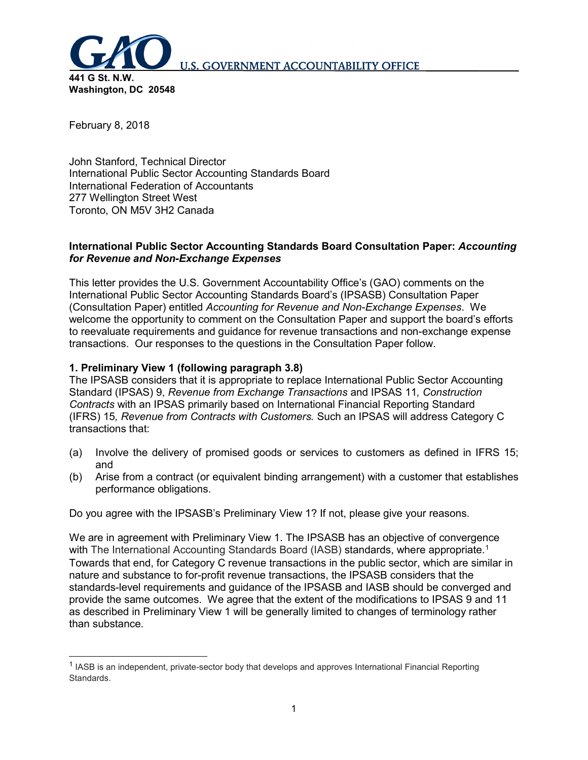GAO U.S. GOVERNMENT ACCOUNTABILITY OFFICE

**441 G St. N.W.**
**Washington, DC 20548**

February 8, 2018

John Stanford, Technical Director
International Public Sector Accounting Standards Board
International Federation of Accountants
277 Wellington Street West
Toronto, ON M5V 3H2 Canada

**International Public Sector Accounting Standards Board Consultation Paper: *Accounting for Revenue and Non-Exchange Expenses***

This letter provides the U.S. Government Accountability Office's (GAO) comments on the International Public Sector Accounting Standards Board's (IPSASB) Consultation Paper (Consultation Paper) entitled *Accounting for Revenue and Non-Exchange Expenses*. We welcome the opportunity to comment on the Consultation Paper and support the board's efforts to reevaluate requirements and guidance for revenue transactions and non-exchange expense transactions. Our responses to the questions in the Consultation Paper follow.

**1. Preliminary View 1 (following paragraph 3.8)**
The IPSASB considers that it is appropriate to replace International Public Sector Accounting Standard (IPSAS) 9, *Revenue from Exchange Transactions* and IPSAS 11*, Construction Contracts* with an IPSAS primarily based on International Financial Reporting Standard (IFRS) 15*, Revenue from Contracts with Customers.* Such an IPSAS will address Category C transactions that:

(a) Involve the delivery of promised goods or services to customers as defined in IFRS 15; and
(b) Arise from a contract (or equivalent binding arrangement) with a customer that establishes performance obligations.

Do you agree with the IPSASB's Preliminary View 1? If not, please give your reasons.

We are in agreement with Preliminary View 1. The IPSASB has an objective of convergence with The International Accounting Standards Board (IASB) standards, where appropriate.[1] Towards that end, for Category C revenue transactions in the public sector, which are similar in nature and substance to for-profit revenue transactions, the IPSASB considers that the standards-level requirements and guidance of the IPSASB and IASB should be converged and provide the same outcomes. We agree that the extent of the modifications to IPSAS 9 and 11 as described in Preliminary View 1 will be generally limited to changes of terminology rather than substance.

[1] IASB is an independent, private-sector body that develops and approves International Financial Reporting Standards.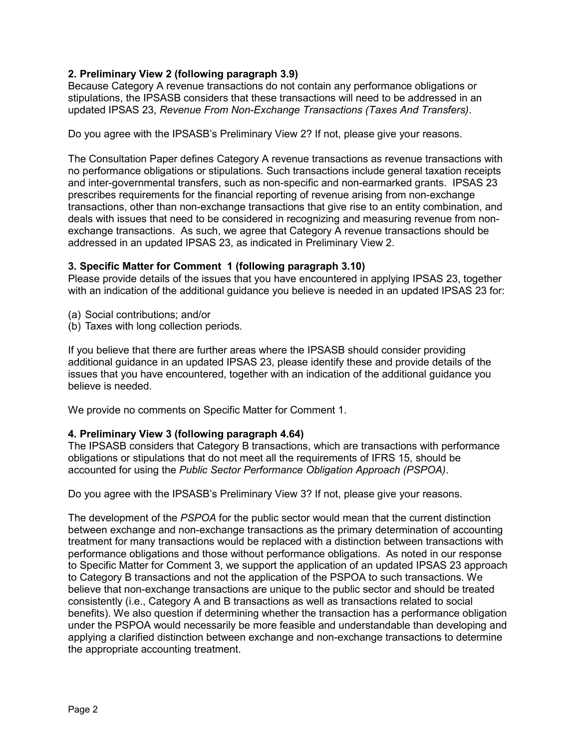**2. Preliminary View 2 (following paragraph 3.9)**

Because Category A revenue transactions do not contain any performance obligations or stipulations, the IPSASB considers that these transactions will need to be addressed in an updated IPSAS 23, *Revenue From Non-Exchange Transactions (Taxes And Transfers)*.

Do you agree with the IPSASB's Preliminary View 2? If not, please give your reasons.

The Consultation Paper defines Category A revenue transactions as revenue transactions with no performance obligations or stipulations. Such transactions include general taxation receipts and inter-governmental transfers, such as non-specific and non-earmarked grants. IPSAS 23 prescribes requirements for the financial reporting of revenue arising from non-exchange transactions, other than non-exchange transactions that give rise to an entity combination, and deals with issues that need to be considered in recognizing and measuring revenue from non-exchange transactions. As such, we agree that Category A revenue transactions should be addressed in an updated IPSAS 23, as indicated in Preliminary View 2.

**3. Specific Matter for Comment 1 (following paragraph 3.10)**

Please provide details of the issues that you have encountered in applying IPSAS 23, together with an indication of the additional guidance you believe is needed in an updated IPSAS 23 for:

(a) Social contributions; and/or
(b) Taxes with long collection periods.

If you believe that there are further areas where the IPSASB should consider providing additional guidance in an updated IPSAS 23, please identify these and provide details of the issues that you have encountered, together with an indication of the additional guidance you believe is needed.

We provide no comments on Specific Matter for Comment 1.

**4. Preliminary View 3 (following paragraph 4.64)**

The IPSASB considers that Category B transactions, which are transactions with performance obligations or stipulations that do not meet all the requirements of IFRS 15, should be accounted for using the *Public Sector Performance Obligation Approach (PSPOA)*.

Do you agree with the IPSASB's Preliminary View 3? If not, please give your reasons.

The development of the *PSPOA* for the public sector would mean that the current distinction between exchange and non-exchange transactions as the primary determination of accounting treatment for many transactions would be replaced with a distinction between transactions with performance obligations and those without performance obligations. As noted in our response to Specific Matter for Comment 3, we support the application of an updated IPSAS 23 approach to Category B transactions and not the application of the PSPOA to such transactions. We believe that non-exchange transactions are unique to the public sector and should be treated consistently (i.e., Category A and B transactions as well as transactions related to social benefits). We also question if determining whether the transaction has a performance obligation under the PSPOA would necessarily be more feasible and understandable than developing and applying a clarified distinction between exchange and non-exchange transactions to determine the appropriate accounting treatment.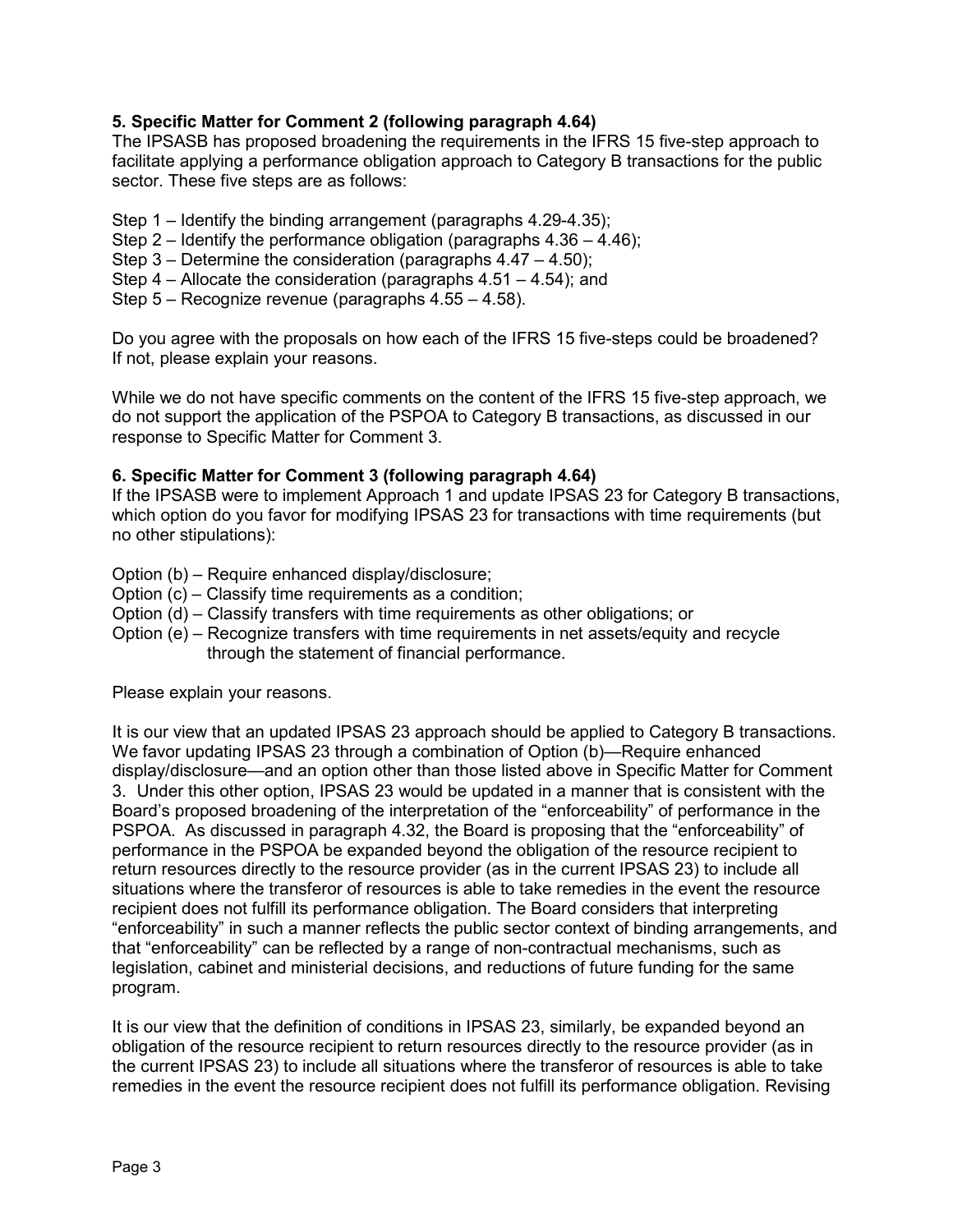**5. Specific Matter for Comment 2 (following paragraph 4.64)**

The IPSASB has proposed broadening the requirements in the IFRS 15 five-step approach to facilitate applying a performance obligation approach to Category B transactions for the public sector. These five steps are as follows:

Step 1 – Identify the binding arrangement (paragraphs 4.29-4.35);
Step 2 – Identify the performance obligation (paragraphs 4.36 – 4.46);
Step 3 – Determine the consideration (paragraphs 4.47 – 4.50);
Step 4 – Allocate the consideration (paragraphs 4.51 – 4.54); and
Step 5 – Recognize revenue (paragraphs 4.55 – 4.58).

Do you agree with the proposals on how each of the IFRS 15 five-steps could be broadened? If not, please explain your reasons.

While we do not have specific comments on the content of the IFRS 15 five-step approach, we do not support the application of the PSPOA to Category B transactions, as discussed in our response to Specific Matter for Comment 3.

**6. Specific Matter for Comment 3 (following paragraph 4.64)**

If the IPSASB were to implement Approach 1 and update IPSAS 23 for Category B transactions, which option do you favor for modifying IPSAS 23 for transactions with time requirements (but no other stipulations):

Option (b) – Require enhanced display/disclosure;
Option (c) – Classify time requirements as a condition;
Option (d) – Classify transfers with time requirements as other obligations; or
Option (e) – Recognize transfers with time requirements in net assets/equity and recycle through the statement of financial performance.

Please explain your reasons.

It is our view that an updated IPSAS 23 approach should be applied to Category B transactions. We favor updating IPSAS 23 through a combination of Option (b)—Require enhanced display/disclosure—and an option other than those listed above in Specific Matter for Comment 3. Under this other option, IPSAS 23 would be updated in a manner that is consistent with the Board's proposed broadening of the interpretation of the "enforceability" of performance in the PSPOA. As discussed in paragraph 4.32, the Board is proposing that the "enforceability" of performance in the PSPOA be expanded beyond the obligation of the resource recipient to return resources directly to the resource provider (as in the current IPSAS 23) to include all situations where the transferor of resources is able to take remedies in the event the resource recipient does not fulfill its performance obligation. The Board considers that interpreting "enforceability" in such a manner reflects the public sector context of binding arrangements, and that "enforceability" can be reflected by a range of non-contractual mechanisms, such as legislation, cabinet and ministerial decisions, and reductions of future funding for the same program.

It is our view that the definition of conditions in IPSAS 23, similarly, be expanded beyond an obligation of the resource recipient to return resources directly to the resource provider (as in the current IPSAS 23) to include all situations where the transferor of resources is able to take remedies in the event the resource recipient does not fulfill its performance obligation. Revising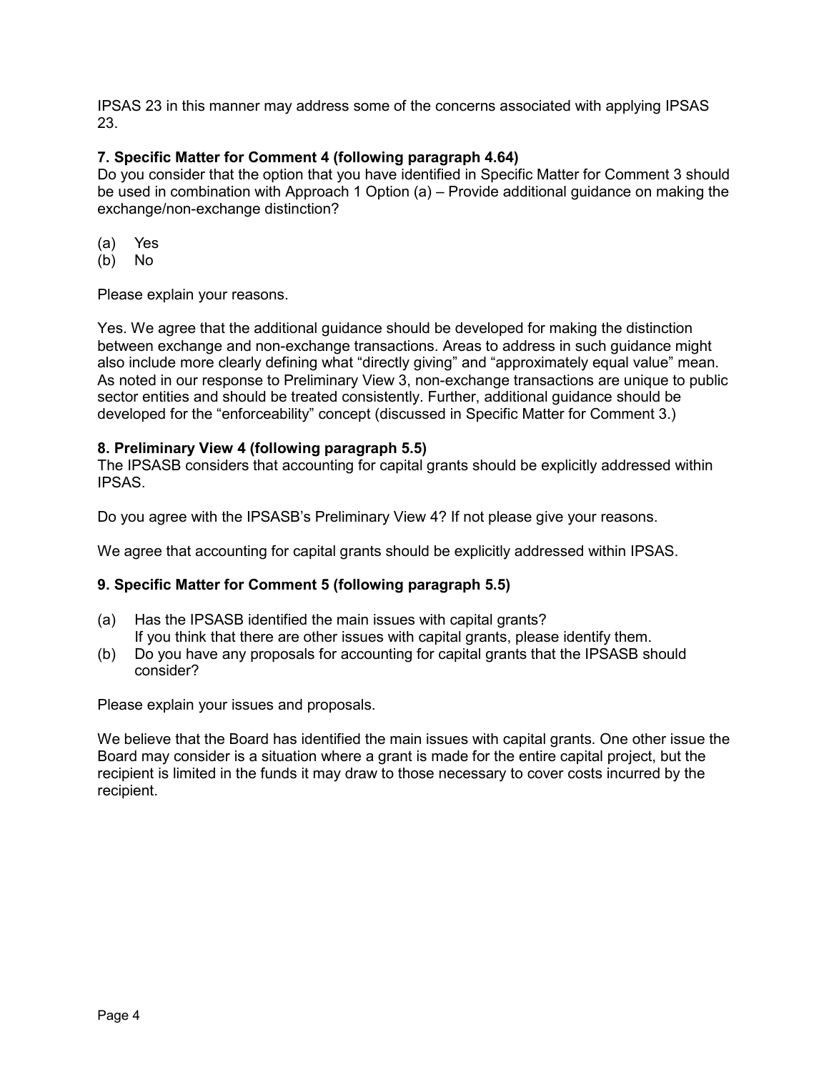IPSAS 23 in this manner may address some of the concerns associated with applying IPSAS 23.

**7. Specific Matter for Comment 4 (following paragraph 4.64)**

Do you consider that the option that you have identified in Specific Matter for Comment 3 should be used in combination with Approach 1 Option (a) – Provide additional guidance on making the exchange/non-exchange distinction?

(a) Yes
(b) No

Please explain your reasons.

Yes. We agree that the additional guidance should be developed for making the distinction between exchange and non-exchange transactions. Areas to address in such guidance might also include more clearly defining what "directly giving" and "approximately equal value" mean. As noted in our response to Preliminary View 3, non-exchange transactions are unique to public sector entities and should be treated consistently. Further, additional guidance should be developed for the "enforceability" concept (discussed in Specific Matter for Comment 3.)

**8. Preliminary View 4 (following paragraph 5.5)**

The IPSASB considers that accounting for capital grants should be explicitly addressed within IPSAS.

Do you agree with the IPSASB's Preliminary View 4? If not please give your reasons.

We agree that accounting for capital grants should be explicitly addressed within IPSAS.

**9. Specific Matter for Comment 5 (following paragraph 5.5)**

(a) Has the IPSASB identified the main issues with capital grants?
If you think that there are other issues with capital grants, please identify them.
(b) Do you have any proposals for accounting for capital grants that the IPSASB should consider?

Please explain your issues and proposals.

We believe that the Board has identified the main issues with capital grants. One other issue the Board may consider is a situation where a grant is made for the entire capital project, but the recipient is limited in the funds it may draw to those necessary to cover costs incurred by the recipient.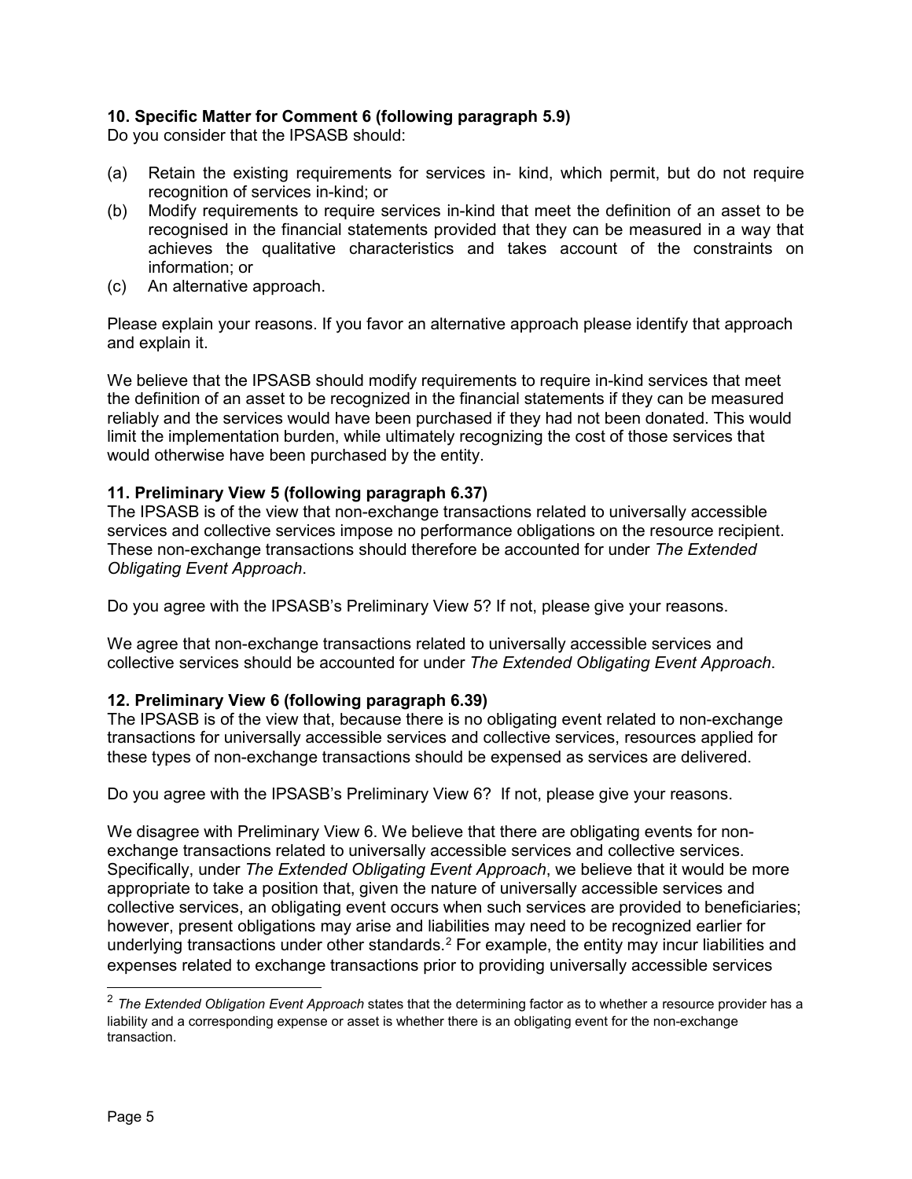**10. Specific Matter for Comment 6 (following paragraph 5.9)**

Do you consider that the IPSASB should:

(a) Retain the existing requirements for services in- kind, which permit, but do not require recognition of services in-kind; or

(b) Modify requirements to require services in-kind that meet the definition of an asset to be recognised in the financial statements provided that they can be measured in a way that achieves the qualitative characteristics and takes account of the constraints on information; or

(c) An alternative approach.

Please explain your reasons. If you favor an alternative approach please identify that approach and explain it.

We believe that the IPSASB should modify requirements to require in-kind services that meet the definition of an asset to be recognized in the financial statements if they can be measured reliably and the services would have been purchased if they had not been donated. This would limit the implementation burden, while ultimately recognizing the cost of those services that would otherwise have been purchased by the entity.

**11. Preliminary View 5 (following paragraph 6.37)**

The IPSASB is of the view that non-exchange transactions related to universally accessible services and collective services impose no performance obligations on the resource recipient. These non-exchange transactions should therefore be accounted for under *The Extended Obligating Event Approach*.

Do you agree with the IPSASB's Preliminary View 5? If not, please give your reasons.

We agree that non-exchange transactions related to universally accessible services and collective services should be accounted for under *The Extended Obligating Event Approach*.

**12. Preliminary View 6 (following paragraph 6.39)**

The IPSASB is of the view that, because there is no obligating event related to non-exchange transactions for universally accessible services and collective services, resources applied for these types of non-exchange transactions should be expensed as services are delivered.

Do you agree with the IPSASB's Preliminary View 6? If not, please give your reasons.

We disagree with Preliminary View 6. We believe that there are obligating events for non-exchange transactions related to universally accessible services and collective services. Specifically, under *The Extended Obligating Event Approach*, we believe that it would be more appropriate to take a position that, given the nature of universally accessible services and collective services, an obligating event occurs when such services are provided to beneficiaries; however, present obligations may arise and liabilities may need to be recognized earlier for underlying transactions under other standards.[2] For example, the entity may incur liabilities and expenses related to exchange transactions prior to providing universally accessible services

[2] *The Extended Obligation Event Approach* states that the determining factor as to whether a resource provider has a liability and a corresponding expense or asset is whether there is an obligating event for the non-exchange transaction.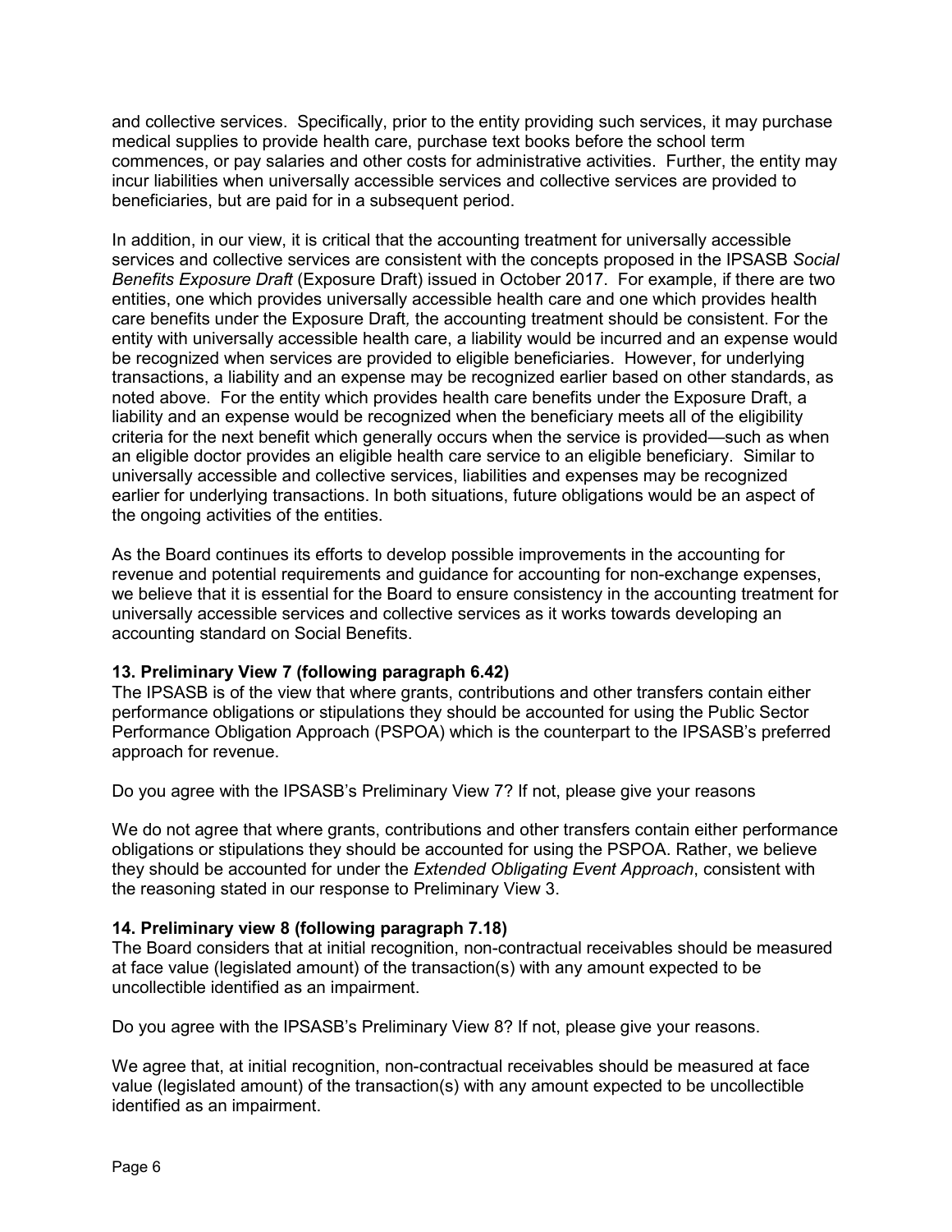and collective services. Specifically, prior to the entity providing such services, it may purchase medical supplies to provide health care, purchase text books before the school term commences, or pay salaries and other costs for administrative activities. Further, the entity may incur liabilities when universally accessible services and collective services are provided to beneficiaries, but are paid for in a subsequent period.

In addition, in our view, it is critical that the accounting treatment for universally accessible services and collective services are consistent with the concepts proposed in the IPSASB *Social Benefits Exposure Draft* (Exposure Draft) issued in October 2017. For example, if there are two entities, one which provides universally accessible health care and one which provides health care benefits under the Exposure Draft*,* the accounting treatment should be consistent. For the entity with universally accessible health care, a liability would be incurred and an expense would be recognized when services are provided to eligible beneficiaries. However, for underlying transactions, a liability and an expense may be recognized earlier based on other standards, as noted above. For the entity which provides health care benefits under the Exposure Draft, a liability and an expense would be recognized when the beneficiary meets all of the eligibility criteria for the next benefit which generally occurs when the service is provided—such as when an eligible doctor provides an eligible health care service to an eligible beneficiary. Similar to universally accessible and collective services, liabilities and expenses may be recognized earlier for underlying transactions. In both situations, future obligations would be an aspect of the ongoing activities of the entities.

As the Board continues its efforts to develop possible improvements in the accounting for revenue and potential requirements and guidance for accounting for non-exchange expenses, we believe that it is essential for the Board to ensure consistency in the accounting treatment for universally accessible services and collective services as it works towards developing an accounting standard on Social Benefits.

**13. Preliminary View 7 (following paragraph 6.42)**
The IPSASB is of the view that where grants, contributions and other transfers contain either performance obligations or stipulations they should be accounted for using the Public Sector Performance Obligation Approach (PSPOA) which is the counterpart to the IPSASB's preferred approach for revenue.

Do you agree with the IPSASB's Preliminary View 7? If not, please give your reasons

We do not agree that where grants, contributions and other transfers contain either performance obligations or stipulations they should be accounted for using the PSPOA. Rather, we believe they should be accounted for under the *Extended Obligating Event Approach*, consistent with the reasoning stated in our response to Preliminary View 3.

**14. Preliminary view 8 (following paragraph 7.18)**
The Board considers that at initial recognition, non-contractual receivables should be measured at face value (legislated amount) of the transaction(s) with any amount expected to be uncollectible identified as an impairment.

Do you agree with the IPSASB's Preliminary View 8? If not, please give your reasons.

We agree that, at initial recognition, non-contractual receivables should be measured at face value (legislated amount) of the transaction(s) with any amount expected to be uncollectible identified as an impairment.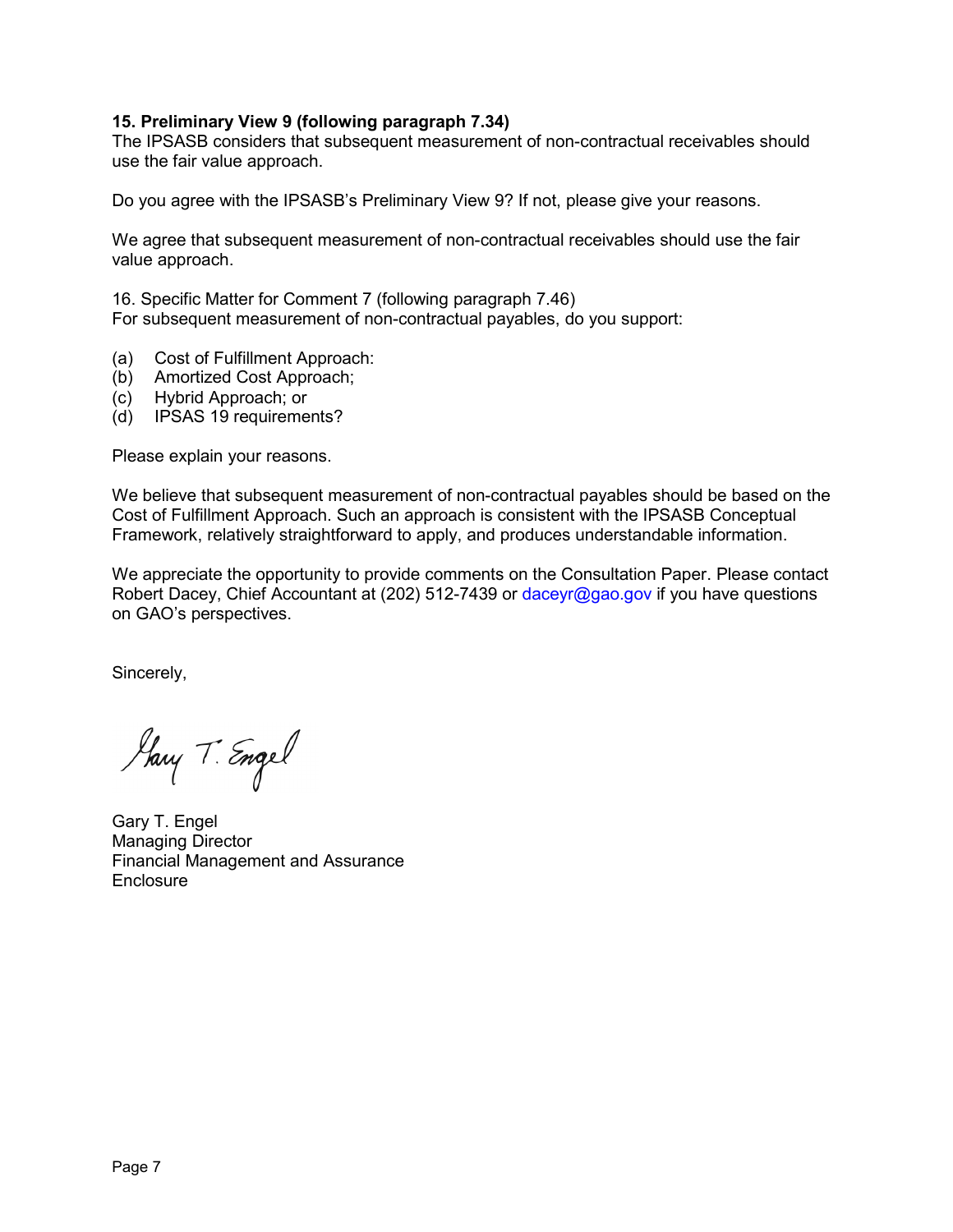**15. Preliminary View 9 (following paragraph 7.34)**
The IPSASB considers that subsequent measurement of non-contractual receivables should use the fair value approach.

Do you agree with the IPSASB's Preliminary View 9? If not, please give your reasons.

We agree that subsequent measurement of non-contractual receivables should use the fair value approach.

16. Specific Matter for Comment 7 (following paragraph 7.46)
For subsequent measurement of non-contractual payables, do you support:

(a) Cost of Fulfillment Approach:
(b) Amortized Cost Approach;
(c) Hybrid Approach; or
(d) IPSAS 19 requirements?

Please explain your reasons.

We believe that subsequent measurement of non-contractual payables should be based on the Cost of Fulfillment Approach. Such an approach is consistent with the IPSASB Conceptual Framework, relatively straightforward to apply, and produces understandable information.

We appreciate the opportunity to provide comments on the Consultation Paper. Please contact Robert Dacey, Chief Accountant at (202) 512-7439 or daceyr@gao.gov if you have questions on GAO's perspectives.

Sincerely,

Gary T. Engel
Managing Director
Financial Management and Assurance
Enclosure